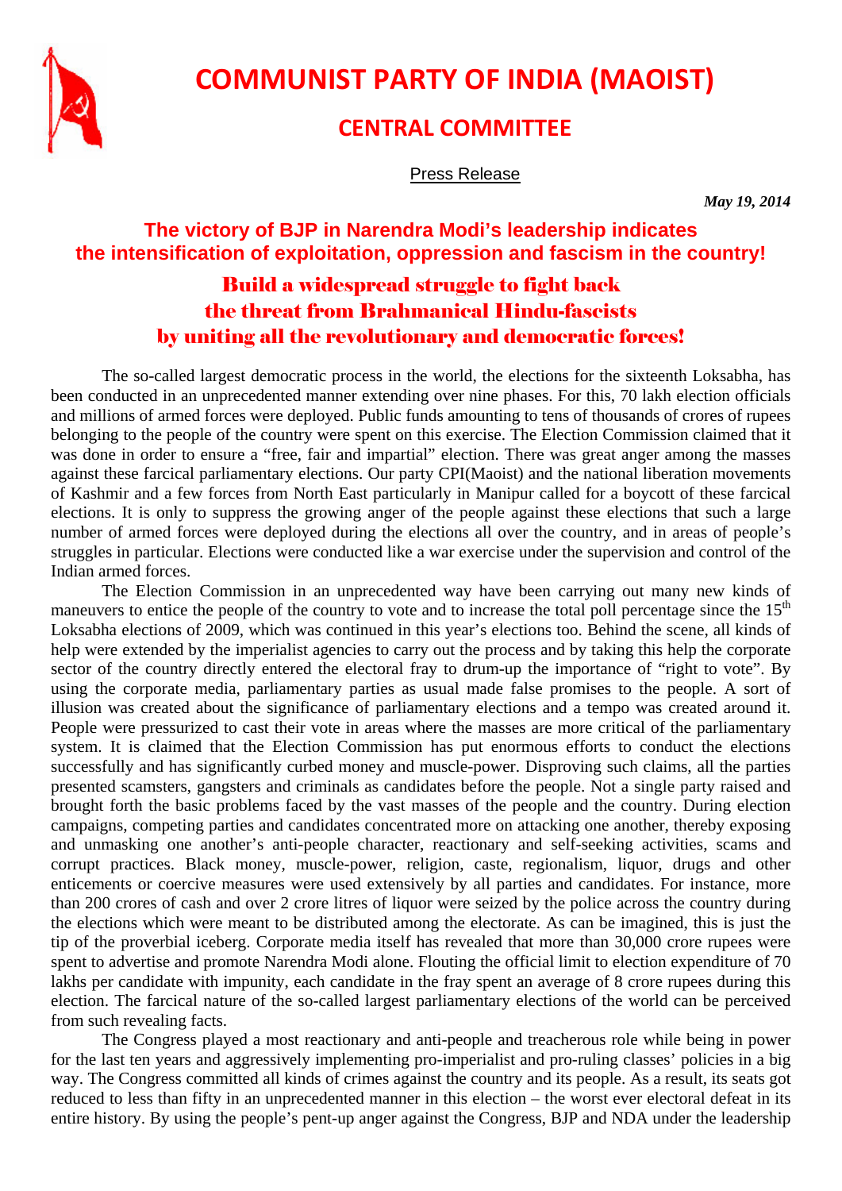# COMMUNIST PARTY OF INDIA (MAOIST)

## CENTRAL COMMITTEE

Press Release

***May 19, 2014***

### The victory of BJP in Narendra Modi's leadership indicates the intensification of exploitation, oppression and fascism in the country!

### Build a widespread struggle to fight back the threat from Brahmanical Hindu-fascists by uniting all the revolutionary and democratic forces!

The so-called largest democratic process in the world, the elections for the sixteenth Loksabha, has been conducted in an unprecedented manner extending over nine phases. For this, 70 lakh election officials and millions of armed forces were deployed. Public funds amounting to tens of thousands of crores of rupees belonging to the people of the country were spent on this exercise. The Election Commission claimed that it was done in order to ensure a "free, fair and impartial" election. There was great anger among the masses against these farcical parliamentary elections. Our party CPI(Maoist) and the national liberation movements of Kashmir and a few forces from North East particularly in Manipur called for a boycott of these farcical elections. It is only to suppress the growing anger of the people against these elections that such a large number of armed forces were deployed during the elections all over the country, and in areas of people's struggles in particular. Elections were conducted like a war exercise under the supervision and control of the Indian armed forces.

The Election Commission in an unprecedented way have been carrying out many new kinds of maneuvers to entice the people of the country to vote and to increase the total poll percentage since the 15th Loksabha elections of 2009, which was continued in this year's elections too. Behind the scene, all kinds of help were extended by the imperialist agencies to carry out the process and by taking this help the corporate sector of the country directly entered the electoral fray to drum-up the importance of "right to vote". By using the corporate media, parliamentary parties as usual made false promises to the people. A sort of illusion was created about the significance of parliamentary elections and a tempo was created around it. People were pressurized to cast their vote in areas where the masses are more critical of the parliamentary system. It is claimed that the Election Commission has put enormous efforts to conduct the elections successfully and has significantly curbed money and muscle-power. Disproving such claims, all the parties presented scamsters, gangsters and criminals as candidates before the people. Not a single party raised and brought forth the basic problems faced by the vast masses of the people and the country. During election campaigns, competing parties and candidates concentrated more on attacking one another, thereby exposing and unmasking one another's anti-people character, reactionary and self-seeking activities, scams and corrupt practices. Black money, muscle-power, religion, caste, regionalism, liquor, drugs and other enticements or coercive measures were used extensively by all parties and candidates. For instance, more than 200 crores of cash and over 2 crore litres of liquor were seized by the police across the country during the elections which were meant to be distributed among the electorate. As can be imagined, this is just the tip of the proverbial iceberg. Corporate media itself has revealed that more than 30,000 crore rupees were spent to advertise and promote Narendra Modi alone. Flouting the official limit to election expenditure of 70 lakhs per candidate with impunity, each candidate in the fray spent an average of 8 crore rupees during this election. The farcical nature of the so-called largest parliamentary elections of the world can be perceived from such revealing facts.

The Congress played a most reactionary and anti-people and treacherous role while being in power for the last ten years and aggressively implementing pro-imperialist and pro-ruling classes' policies in a big way. The Congress committed all kinds of crimes against the country and its people. As a result, its seats got reduced to less than fifty in an unprecedented manner in this election – the worst ever electoral defeat in its entire history. By using the people's pent-up anger against the Congress, BJP and NDA under the leadership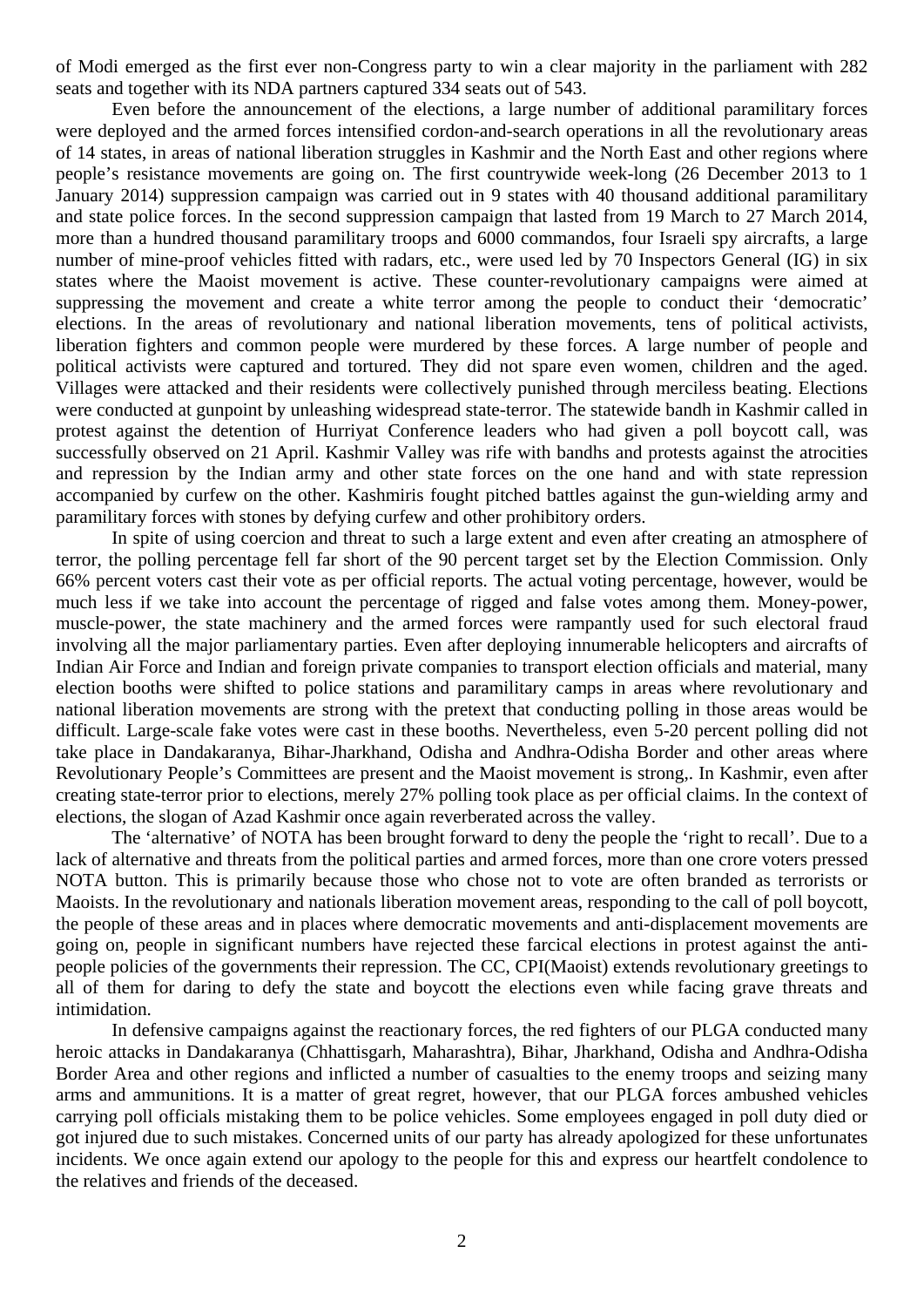of Modi emerged as the first ever non-Congress party to win a clear majority in the parliament with 282 seats and together with its NDA partners captured 334 seats out of 543.

Even before the announcement of the elections, a large number of additional paramilitary forces were deployed and the armed forces intensified cordon-and-search operations in all the revolutionary areas of 14 states, in areas of national liberation struggles in Kashmir and the North East and other regions where people's resistance movements are going on. The first countrywide week-long (26 December 2013 to 1 January 2014) suppression campaign was carried out in 9 states with 40 thousand additional paramilitary and state police forces. In the second suppression campaign that lasted from 19 March to 27 March 2014, more than a hundred thousand paramilitary troops and 6000 commandos, four Israeli spy aircrafts, a large number of mine-proof vehicles fitted with radars, etc., were used led by 70 Inspectors General (IG) in six states where the Maoist movement is active. These counter-revolutionary campaigns were aimed at suppressing the movement and create a white terror among the people to conduct their 'democratic' elections. In the areas of revolutionary and national liberation movements, tens of political activists, liberation fighters and common people were murdered by these forces. A large number of people and political activists were captured and tortured. They did not spare even women, children and the aged. Villages were attacked and their residents were collectively punished through merciless beating. Elections were conducted at gunpoint by unleashing widespread state-terror. The statewide bandh in Kashmir called in protest against the detention of Hurriyat Conference leaders who had given a poll boycott call, was successfully observed on 21 April. Kashmir Valley was rife with bandhs and protests against the atrocities and repression by the Indian army and other state forces on the one hand and with state repression accompanied by curfew on the other. Kashmiris fought pitched battles against the gun-wielding army and paramilitary forces with stones by defying curfew and other prohibitory orders.

In spite of using coercion and threat to such a large extent and even after creating an atmosphere of terror, the polling percentage fell far short of the 90 percent target set by the Election Commission. Only 66% percent voters cast their vote as per official reports. The actual voting percentage, however, would be much less if we take into account the percentage of rigged and false votes among them. Money-power, muscle-power, the state machinery and the armed forces were rampantly used for such electoral fraud involving all the major parliamentary parties. Even after deploying innumerable helicopters and aircrafts of Indian Air Force and Indian and foreign private companies to transport election officials and material, many election booths were shifted to police stations and paramilitary camps in areas where revolutionary and national liberation movements are strong with the pretext that conducting polling in those areas would be difficult. Large-scale fake votes were cast in these booths. Nevertheless, even 5-20 percent polling did not take place in Dandakaranya, Bihar-Jharkhand, Odisha and Andhra-Odisha Border and other areas where Revolutionary People's Committees are present and the Maoist movement is strong,. In Kashmir, even after creating state-terror prior to elections, merely 27% polling took place as per official claims. In the context of elections, the slogan of Azad Kashmir once again reverberated across the valley.

The 'alternative' of NOTA has been brought forward to deny the people the 'right to recall'. Due to a lack of alternative and threats from the political parties and armed forces, more than one crore voters pressed NOTA button. This is primarily because those who chose not to vote are often branded as terrorists or Maoists. In the revolutionary and nationals liberation movement areas, responding to the call of poll boycott, the people of these areas and in places where democratic movements and anti-displacement movements are going on, people in significant numbers have rejected these farcical elections in protest against the anti-people policies of the governments their repression. The CC, CPI(Maoist) extends revolutionary greetings to all of them for daring to defy the state and boycott the elections even while facing grave threats and intimidation.

In defensive campaigns against the reactionary forces, the red fighters of our PLGA conducted many heroic attacks in Dandakaranya (Chhattisgarh, Maharashtra), Bihar, Jharkhand, Odisha and Andhra-Odisha Border Area and other regions and inflicted a number of casualties to the enemy troops and seizing many arms and ammunitions. It is a matter of great regret, however, that our PLGA forces ambushed vehicles carrying poll officials mistaking them to be police vehicles. Some employees engaged in poll duty died or got injured due to such mistakes. Concerned units of our party has already apologized for these unfortunates incidents. We once again extend our apology to the people for this and express our heartfelt condolence to the relatives and friends of the deceased.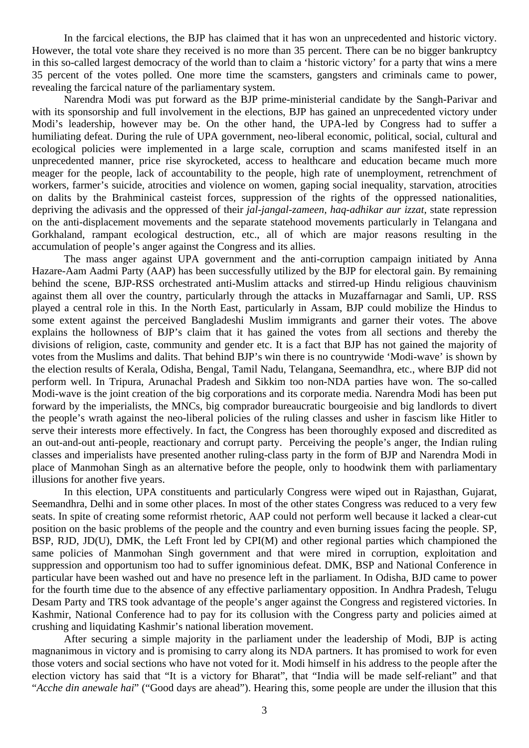In the farcical elections, the BJP has claimed that it has won an unprecedented and historic victory. However, the total vote share they received is no more than 35 percent. There can be no bigger bankruptcy in this so-called largest democracy of the world than to claim a 'historic victory' for a party that wins a mere 35 percent of the votes polled. One more time the scamsters, gangsters and criminals came to power, revealing the farcical nature of the parliamentary system.

Narendra Modi was put forward as the BJP prime-ministerial candidate by the Sangh-Parivar and with its sponsorship and full involvement in the elections, BJP has gained an unprecedented victory under Modi's leadership, however may be. On the other hand, the UPA-led by Congress had to suffer a humiliating defeat. During the rule of UPA government, neo-liberal economic, political, social, cultural and ecological policies were implemented in a large scale, corruption and scams manifested itself in an unprecedented manner, price rise skyrocketed, access to healthcare and education became much more meager for the people, lack of accountability to the people, high rate of unemployment, retrenchment of workers, farmer's suicide, atrocities and violence on women, gaping social inequality, starvation, atrocities on dalits by the Brahminical casteist forces, suppression of the rights of the oppressed nationalities, depriving the adivasis and the oppressed of their *jal-jangal-zameen, haq-adhikar aur izzat*, state repression on the anti-displacement movements and the separate statehood movements particularly in Telangana and Gorkhaland, rampant ecological destruction, etc., all of which are major reasons resulting in the accumulation of people's anger against the Congress and its allies.

The mass anger against UPA government and the anti-corruption campaign initiated by Anna Hazare-Aam Aadmi Party (AAP) has been successfully utilized by the BJP for electoral gain. By remaining behind the scene, BJP-RSS orchestrated anti-Muslim attacks and stirred-up Hindu religious chauvinism against them all over the country, particularly through the attacks in Muzaffarnagar and Samli, UP. RSS played a central role in this. In the North East, particularly in Assam, BJP could mobilize the Hindus to some extent against the perceived Bangladeshi Muslim immigrants and garner their votes. The above explains the hollowness of BJP's claim that it has gained the votes from all sections and thereby the divisions of religion, caste, community and gender etc. It is a fact that BJP has not gained the majority of votes from the Muslims and dalits. That behind BJP's win there is no countrywide 'Modi-wave' is shown by the election results of Kerala, Odisha, Bengal, Tamil Nadu, Telangana, Seemandhra, etc., where BJP did not perform well. In Tripura, Arunachal Pradesh and Sikkim too non-NDA parties have won. The so-called Modi-wave is the joint creation of the big corporations and its corporate media. Narendra Modi has been put forward by the imperialists, the MNCs, big comprador bureaucratic bourgeoisie and big landlords to divert the people's wrath against the neo-liberal policies of the ruling classes and usher in fascism like Hitler to serve their interests more effectively. In fact, the Congress has been thoroughly exposed and discredited as an out-and-out anti-people, reactionary and corrupt party. Perceiving the people's anger, the Indian ruling classes and imperialists have presented another ruling-class party in the form of BJP and Narendra Modi in place of Manmohan Singh as an alternative before the people, only to hoodwink them with parliamentary illusions for another five years.

In this election, UPA constituents and particularly Congress were wiped out in Rajasthan, Gujarat, Seemandhra, Delhi and in some other places. In most of the other states Congress was reduced to a very few seats. In spite of creating some reformist rhetoric, AAP could not perform well because it lacked a clear-cut position on the basic problems of the people and the country and even burning issues facing the people. SP, BSP, RJD, JD(U), DMK, the Left Front led by CPI(M) and other regional parties which championed the same policies of Manmohan Singh government and that were mired in corruption, exploitation and suppression and opportunism too had to suffer ignominious defeat. DMK, BSP and National Conference in particular have been washed out and have no presence left in the parliament. In Odisha, BJD came to power for the fourth time due to the absence of any effective parliamentary opposition. In Andhra Pradesh, Telugu Desam Party and TRS took advantage of the people's anger against the Congress and registered victories. In Kashmir, National Conference had to pay for its collusion with the Congress party and policies aimed at crushing and liquidating Kashmir's national liberation movement.

After securing a simple majority in the parliament under the leadership of Modi, BJP is acting magnanimous in victory and is promising to carry along its NDA partners. It has promised to work for even those voters and social sections who have not voted for it. Modi himself in his address to the people after the election victory has said that "It is a victory for Bharat", that "India will be made self-reliant" and that "*Acche din anewale hai*" ("Good days are ahead"). Hearing this, some people are under the illusion that this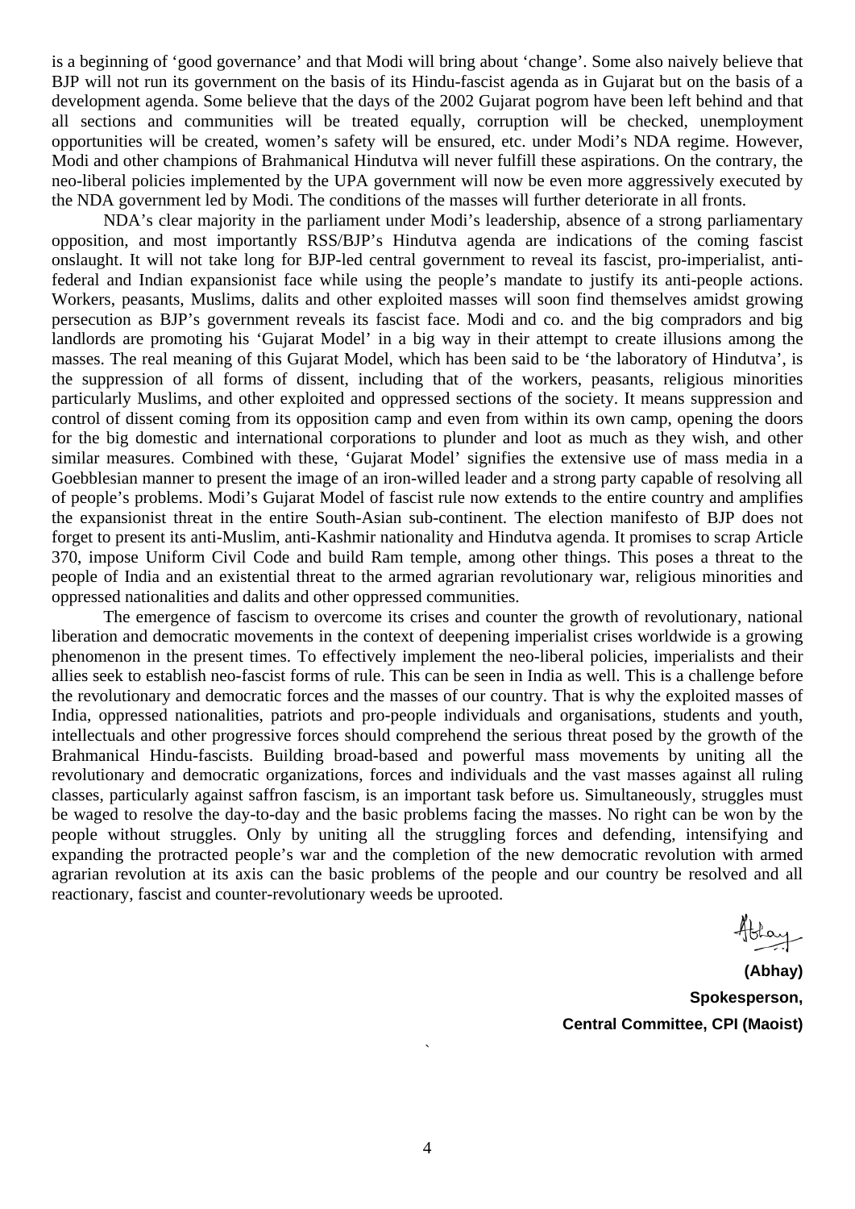is a beginning of 'good governance' and that Modi will bring about 'change'. Some also naively believe that BJP will not run its government on the basis of its Hindu-fascist agenda as in Gujarat but on the basis of a development agenda. Some believe that the days of the 2002 Gujarat pogrom have been left behind and that all sections and communities will be treated equally, corruption will be checked, unemployment opportunities will be created, women's safety will be ensured, etc. under Modi's NDA regime. However, Modi and other champions of Brahmanical Hindutva will never fulfill these aspirations. On the contrary, the neo-liberal policies implemented by the UPA government will now be even more aggressively executed by the NDA government led by Modi. The conditions of the masses will further deteriorate in all fronts.

NDA's clear majority in the parliament under Modi's leadership, absence of a strong parliamentary opposition, and most importantly RSS/BJP's Hindutva agenda are indications of the coming fascist onslaught. It will not take long for BJP-led central government to reveal its fascist, pro-imperialist, anti-federal and Indian expansionist face while using the people's mandate to justify its anti-people actions. Workers, peasants, Muslims, dalits and other exploited masses will soon find themselves amidst growing persecution as BJP's government reveals its fascist face. Modi and co. and the big compradors and big landlords are promoting his 'Gujarat Model' in a big way in their attempt to create illusions among the masses. The real meaning of this Gujarat Model, which has been said to be 'the laboratory of Hindutva', is the suppression of all forms of dissent, including that of the workers, peasants, religious minorities particularly Muslims, and other exploited and oppressed sections of the society. It means suppression and control of dissent coming from its opposition camp and even from within its own camp, opening the doors for the big domestic and international corporations to plunder and loot as much as they wish, and other similar measures. Combined with these, 'Gujarat Model' signifies the extensive use of mass media in a Goebblesian manner to present the image of an iron-willed leader and a strong party capable of resolving all of people's problems. Modi's Gujarat Model of fascist rule now extends to the entire country and amplifies the expansionist threat in the entire South-Asian sub-continent. The election manifesto of BJP does not forget to present its anti-Muslim, anti-Kashmir nationality and Hindutva agenda. It promises to scrap Article 370, impose Uniform Civil Code and build Ram temple, among other things. This poses a threat to the people of India and an existential threat to the armed agrarian revolutionary war, religious minorities and oppressed nationalities and dalits and other oppressed communities.

The emergence of fascism to overcome its crises and counter the growth of revolutionary, national liberation and democratic movements in the context of deepening imperialist crises worldwide is a growing phenomenon in the present times. To effectively implement the neo-liberal policies, imperialists and their allies seek to establish neo-fascist forms of rule. This can be seen in India as well. This is a challenge before the revolutionary and democratic forces and the masses of our country. That is why the exploited masses of India, oppressed nationalities, patriots and pro-people individuals and organisations, students and youth, intellectuals and other progressive forces should comprehend the serious threat posed by the growth of the Brahmanical Hindu-fascists. Building broad-based and powerful mass movements by uniting all the revolutionary and democratic organizations, forces and individuals and the vast masses against all ruling classes, particularly against saffron fascism, is an important task before us. Simultaneously, struggles must be waged to resolve the day-to-day and the basic problems facing the masses. No right can be won by the people without struggles. Only by uniting all the struggling forces and defending, intensifying and expanding the protracted people's war and the completion of the new democratic revolution with armed agrarian revolution at its axis can the basic problems of the people and our country be resolved and all reactionary, fascist and counter-revolutionary weeds be uprooted.

**(Abhay)**

**Spokesperson,**

**Central Committee, CPI (Maoist)**